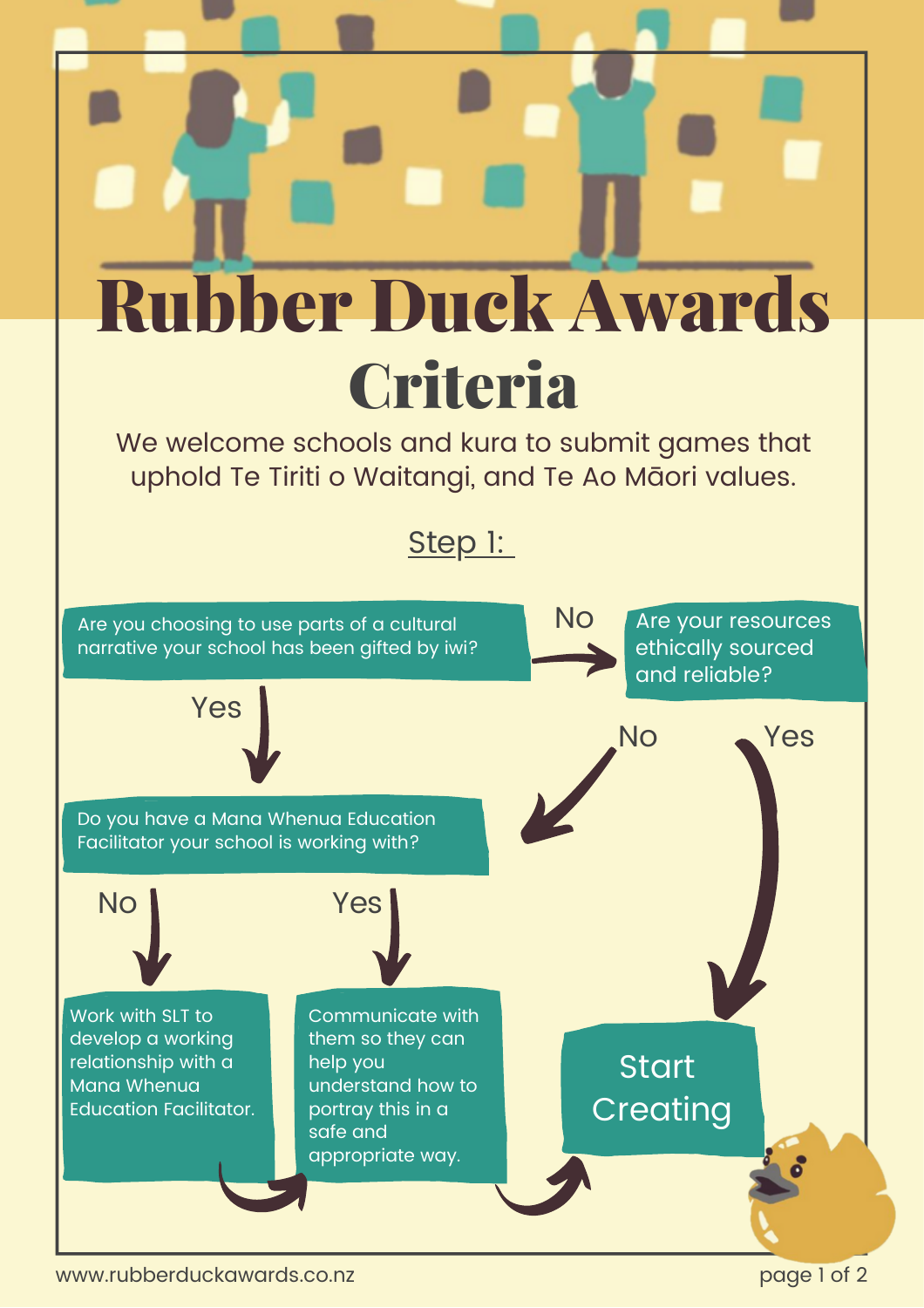# Rubber Duck Awards

## Criteria

We welcome schools and kura to submit games that uphold Te Tiriti o Waitangi, and Te Ao Māori values.

### Step 1:

**Are you choosing to use parts of a cultural narrative your school has been gifted by iwi?**

- **Yes** → Do you have a Mana Whenua Education Facilitator your school is working with?
- **No** → Are your resources ethically sourced and reliable?

**Are your resources ethically sourced and reliable?**

- **Yes** → Start Creating
- **No** → Do you have a Mana Whenua Education Facilitator your school is working with?

**Do you have a Mana Whenua Education Facilitator your school is working with?**

- **No** → Work with SLT to develop a working relationship with a Mana Whenua Education Facilitator. → Communicate with them so they can help you understand how to portray this in a safe and appropriate way. → Start Creating
- **Yes** → Communicate with them so they can help you understand how to portray this in a safe and appropriate way. → Start Creating

**Start Creating**

www.rubberduckawards.co.nz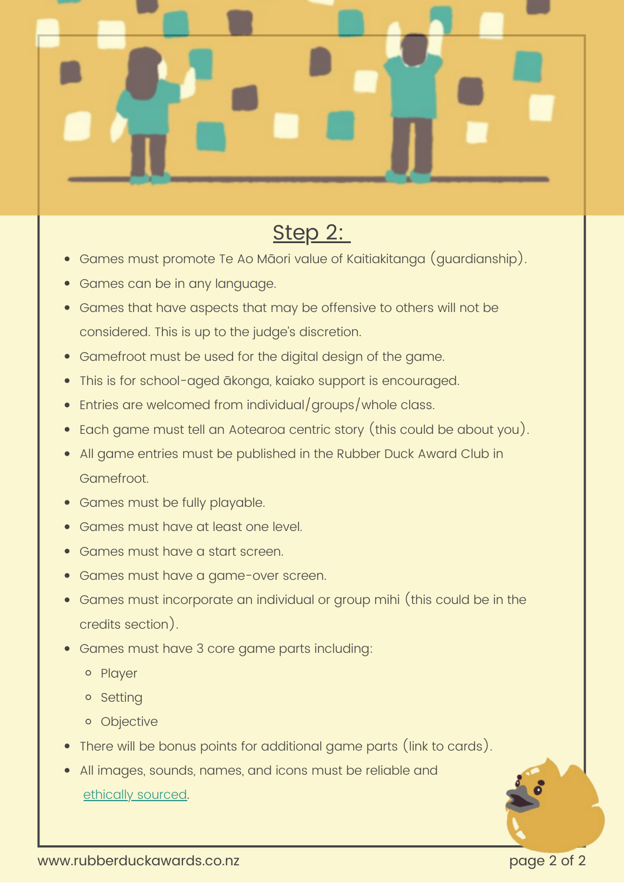## Step 2:

- Games must promote Te Ao Māori value of Kaitiakitanga (guardianship).
- Games can be in any language.
- Games that have aspects that may be offensive to others will not be considered. This is up to the judge's discretion.
- Gamefroot must be used for the digital design of the game.
- This is for school-aged ākonga, kaiako support is encouraged.
- Entries are welcomed from individual/groups/whole class.
- Each game must tell an Aotearoa centric story (this could be about you).
- All game entries must be published in the Rubber Duck Award Club in Gamefroot.
- Games must be fully playable.
- Games must have at least one level.
- Games must have a start screen.
- Games must have a game-over screen.
- Games must incorporate an individual or group mihi (this could be in the credits section).
- Games must have 3 core game parts including:
  - Player
  - Setting
  - Objective
- There will be bonus points for additional game parts (link to cards).
- All images, sounds, names, and icons must be reliable and ethically sourced.

www.rubberduckawards.co.nz